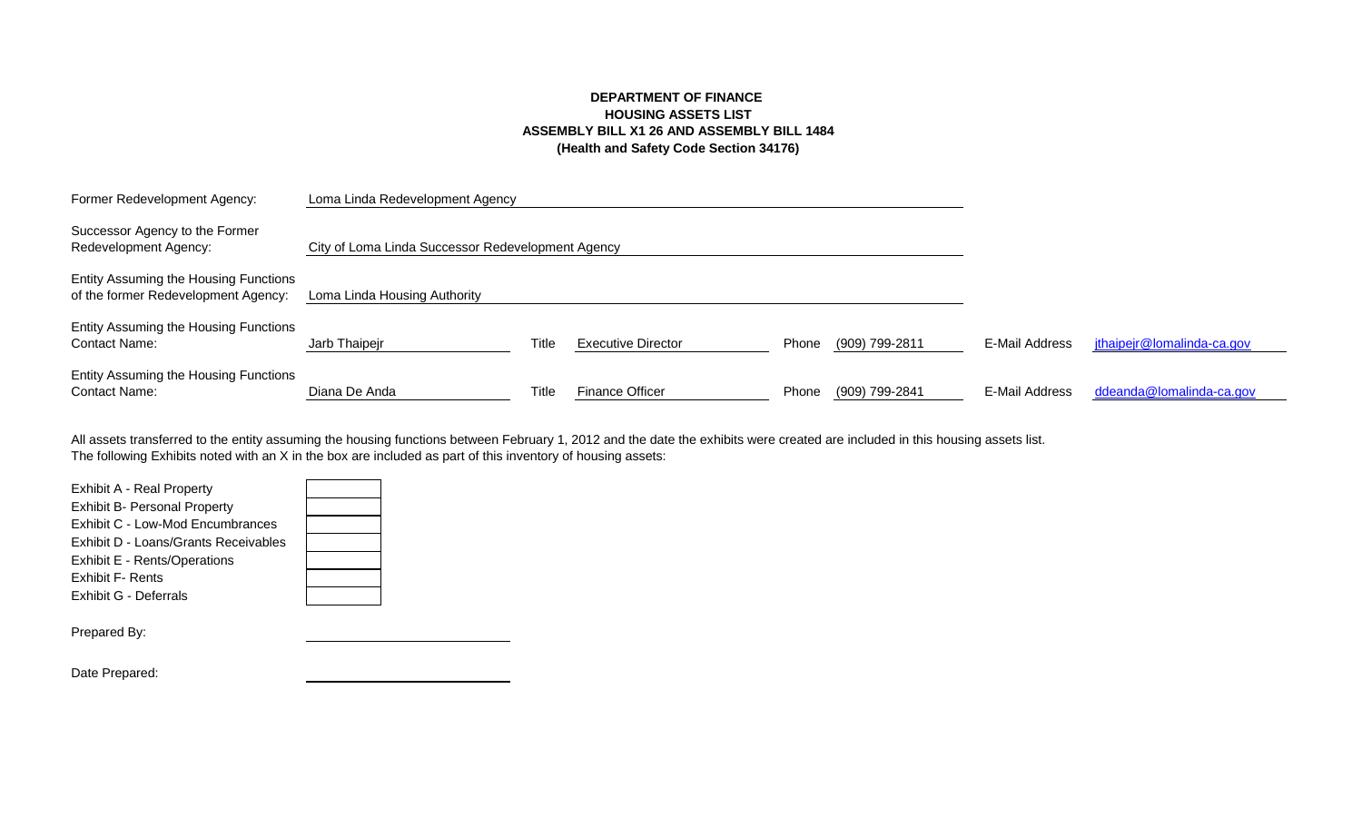**DEPARTMENT OF FINANCE**
**HOUSING ASSETS LIST**
**ASSEMBLY BILL X1 26 AND ASSEMBLY BILL 1484**
**(Health and Safety Code Section 34176)**

| | | | | | | | |
|---|---|---|---|---|---|---|---|
| Former Redevelopment Agency: | Loma Linda Redevelopment Agency | | | | | | |
| Successor Agency to the Former Redevelopment Agency: | City of Loma Linda Successor Redevelopment Agency | | | | | | |
| Entity Assuming the Housing Functions of the former Redevelopment Agency: | Loma Linda Housing Authority | | | | | | |
| Entity Assuming the Housing Functions Contact Name: | Jarb Thaipejr | Title | Executive Director | Phone | (909) 799-2811 | E-Mail Address | jthaipejr@lomalinda-ca.gov |
| Entity Assuming the Housing Functions Contact Name: | Diana De Anda | Title | Finance Officer | Phone | (909) 799-2841 | E-Mail Address | ddeanda@lomalinda-ca.gov |

All assets transferred to the entity assuming the housing functions between February 1, 2012 and the date the exhibits were created are included in this housing assets list.
The following Exhibits noted with an X in the box are included as part of this inventory of housing assets:

| Exhibit | |
|---|---|
| Exhibit A - Real Property | |
| Exhibit B- Personal Property | |
| Exhibit C - Low-Mod Encumbrances | |
| Exhibit D - Loans/Grants Receivables | |
| Exhibit E - Rents/Operations | |
| Exhibit F- Rents | |
| Exhibit G - Deferrals | |

Prepared By: ____________________

Date Prepared: ____________________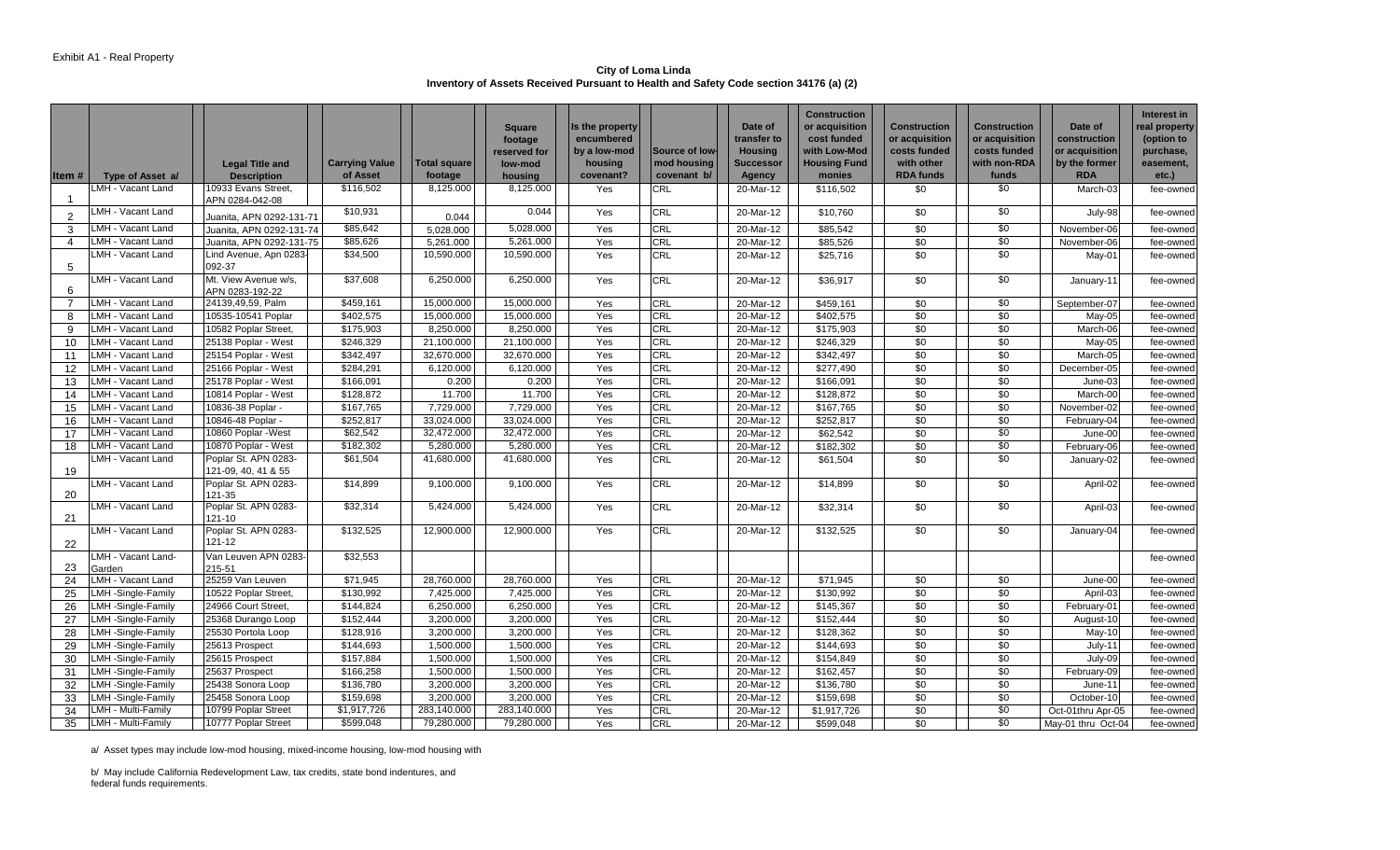Exhibit A1 - Real Property

**City of Loma Linda**
**Inventory of Assets Received Pursuant to Health and Safety Code section 34176 (a) (2)**

| Item # | Type of Asset a/ | Legal Title and Description | Carrying Value of Asset | Total square footage | Square footage reserved for low-mod housing | Is the property encumbered by a low-mod housing covenant? | Source of low-mod housing covenant b/ | Date of transfer to Housing Successor Agency | Construction or acquisition cost funded with Low-Mod Housing Fund monies | Construction or acquisition costs funded with other RDA funds | Construction or acquisition costs funded with non-RDA funds | Date of construction or acquisition by the former RDA | Interest in real property (option to purchase, easement, etc.) |
|---|---|---|---|---|---|---|---|---|---|---|---|---|---|
| 1 | LMH - Vacant Land | 10933 Evans Street, APN 0284-042-08 | $116,502 | 8,125.000 | 8,125.000 | Yes | CRL | 20-Mar-12 | $116,502 | $0 | $0 | March-03 | fee-owned |
| 2 | LMH - Vacant Land | Juanita, APN 0292-131-71 | $10,931 | 0.044 | 0.044 | Yes | CRL | 20-Mar-12 | $10,760 | $0 | $0 | July-98 | fee-owned |
| 3 | LMH - Vacant Land | Juanita, APN 0292-131-74 | $85,642 | 5,028.000 | 5,028.000 | Yes | CRL | 20-Mar-12 | $85,542 | $0 | $0 | November-06 | fee-owned |
| 4 | LMH - Vacant Land | Juanita, APN 0292-131-75 | $85,626 | 5,261.000 | 5,261.000 | Yes | CRL | 20-Mar-12 | $85,526 | $0 | $0 | November-06 | fee-owned |
| 5 | LMH - Vacant Land | Lind Avenue, Apn 0283-092-37 | $34,500 | 10,590.000 | 10,590.000 | Yes | CRL | 20-Mar-12 | $25,716 | $0 | $0 | May-01 | fee-owned |
| 6 | LMH - Vacant Land | Mt. View Avenue w/s, APN 0283-192-22 | $37,608 | 6,250.000 | 6,250.000 | Yes | CRL | 20-Mar-12 | $36,917 | $0 | $0 | January-11 | fee-owned |
| 7 | LMH - Vacant Land | 24139,49,59, Palm | $459,161 | 15,000.000 | 15,000.000 | Yes | CRL | 20-Mar-12 | $459,161 | $0 | $0 | September-07 | fee-owned |
| 8 | LMH - Vacant Land | 10535-10541 Poplar | $402,575 | 15,000.000 | 15,000.000 | Yes | CRL | 20-Mar-12 | $402,575 | $0 | $0 | May-05 | fee-owned |
| 9 | LMH - Vacant Land | 10582 Poplar Street, | $175,903 | 8,250.000 | 8,250.000 | Yes | CRL | 20-Mar-12 | $175,903 | $0 | $0 | March-06 | fee-owned |
| 10 | LMH - Vacant Land | 25138 Poplar - West | $246,329 | 21,100.000 | 21,100.000 | Yes | CRL | 20-Mar-12 | $246,329 | $0 | $0 | May-05 | fee-owned |
| 11 | LMH - Vacant Land | 25154 Poplar - West | $342,497 | 32,670.000 | 32,670.000 | Yes | CRL | 20-Mar-12 | $342,497 | $0 | $0 | March-05 | fee-owned |
| 12 | LMH - Vacant Land | 25166 Poplar - West | $284,291 | 6,120.000 | 6,120.000 | Yes | CRL | 20-Mar-12 | $277,490 | $0 | $0 | December-05 | fee-owned |
| 13 | LMH - Vacant Land | 25178 Poplar - West | $166,091 | 0.200 | 0.200 | Yes | CRL | 20-Mar-12 | $166,091 | $0 | $0 | June-03 | fee-owned |
| 14 | LMH - Vacant Land | 10814 Poplar - West | $128,872 | 11.700 | 11.700 | Yes | CRL | 20-Mar-12 | $128,872 | $0 | $0 | March-00 | fee-owned |
| 15 | LMH - Vacant Land | 10836-38 Poplar - | $167,765 | 7,729.000 | 7,729.000 | Yes | CRL | 20-Mar-12 | $167,765 | $0 | $0 | November-02 | fee-owned |
| 16 | LMH - Vacant Land | 10846-48 Poplar - | $252,817 | 33,024.000 | 33,024.000 | Yes | CRL | 20-Mar-12 | $252,817 | $0 | $0 | February-04 | fee-owned |
| 17 | LMH - Vacant Land | 10860 Poplar -West | $62,542 | 32,472.000 | 32,472.000 | Yes | CRL | 20-Mar-12 | $62,542 | $0 | $0 | June-00 | fee-owned |
| 18 | LMH - Vacant Land | 10870 Poplar - West | $182,302 | 5,280.000 | 5,280.000 | Yes | CRL | 20-Mar-12 | $182,302 | $0 | $0 | February-06 | fee-owned |
| 19 | LMH - Vacant Land | Poplar St. APN 0283-121-09, 40, 41 & 55 | $61,504 | 41,680.000 | 41,680.000 | Yes | CRL | 20-Mar-12 | $61,504 | $0 | $0 | January-02 | fee-owned |
| 20 | LMH - Vacant Land | Poplar St. APN 0283-121-35 | $14,899 | 9,100.000 | 9,100.000 | Yes | CRL | 20-Mar-12 | $14,899 | $0 | $0 | April-02 | fee-owned |
| 21 | LMH - Vacant Land | Poplar St. APN 0283-121-10 | $32,314 | 5,424.000 | 5,424.000 | Yes | CRL | 20-Mar-12 | $32,314 | $0 | $0 | April-03 | fee-owned |
| 22 | LMH - Vacant Land | Poplar St. APN 0283-121-12 | $132,525 | 12,900.000 | 12,900.000 | Yes | CRL | 20-Mar-12 | $132,525 | $0 | $0 | January-04 | fee-owned |
| 23 | LMH - Vacant Land-Garden | Van Leuven APN 0283-215-51 | $32,553 | | | | | | | | | | fee-owned |
| 24 | LMH - Vacant Land | 25259 Van Leuven | $71,945 | 28,760.000 | 28,760.000 | Yes | CRL | 20-Mar-12 | $71,945 | $0 | $0 | June-00 | fee-owned |
| 25 | LMH -Single-Family | 10522 Poplar Street, | $130,992 | 7,425.000 | 7,425.000 | Yes | CRL | 20-Mar-12 | $130,992 | $0 | $0 | April-03 | fee-owned |
| 26 | LMH -Single-Family | 24966 Court Street, | $144,824 | 6,250.000 | 6,250.000 | Yes | CRL | 20-Mar-12 | $145,367 | $0 | $0 | February-01 | fee-owned |
| 27 | LMH -Single-Family | 25368 Durango Loop | $152,444 | 3,200.000 | 3,200.000 | Yes | CRL | 20-Mar-12 | $152,444 | $0 | $0 | August-10 | fee-owned |
| 28 | LMH -Single-Family | 25530 Portola Loop | $128,916 | 3,200.000 | 3,200.000 | Yes | CRL | 20-Mar-12 | $128,362 | $0 | $0 | May-10 | fee-owned |
| 29 | LMH -Single-Family | 25613 Prospect | $144,693 | 1,500.000 | 1,500.000 | Yes | CRL | 20-Mar-12 | $144,693 | $0 | $0 | July-11 | fee-owned |
| 30 | LMH -Single-Family | 25615 Prospect | $157,884 | 1,500.000 | 1,500.000 | Yes | CRL | 20-Mar-12 | $154,849 | $0 | $0 | July-09 | fee-owned |
| 31 | LMH -Single-Family | 25637 Prospect | $166,258 | 1,500.000 | 1,500.000 | Yes | CRL | 20-Mar-12 | $162,457 | $0 | $0 | February-09 | fee-owned |
| 32 | LMH -Single-Family | 25438 Sonora Loop | $136,780 | 3,200.000 | 3,200.000 | Yes | CRL | 20-Mar-12 | $136,780 | $0 | $0 | June-11 | fee-owned |
| 33 | LMH -Single-Family | 25458 Sonora Loop | $159,698 | 3,200.000 | 3,200.000 | Yes | CRL | 20-Mar-12 | $159,698 | $0 | $0 | October-10 | fee-owned |
| 34 | LMH - Multi-Family | 10799 Poplar Street | $1,917,726 | 283,140.000 | 283,140.000 | Yes | CRL | 20-Mar-12 | $1,917,726 | $0 | $0 | Oct-01thru Apr-05 | fee-owned |
| 35 | LMH - Multi-Family | 10777 Poplar Street | $599,048 | 79,280.000 | 79,280.000 | Yes | CRL | 20-Mar-12 | $599,048 | $0 | $0 | May-01 thru Oct-04 | fee-owned |

a/ Asset types may include low-mod housing, mixed-income housing, low-mod housing with

b/ May include California Redevelopment Law, tax credits, state bond indentures, and federal funds requirements.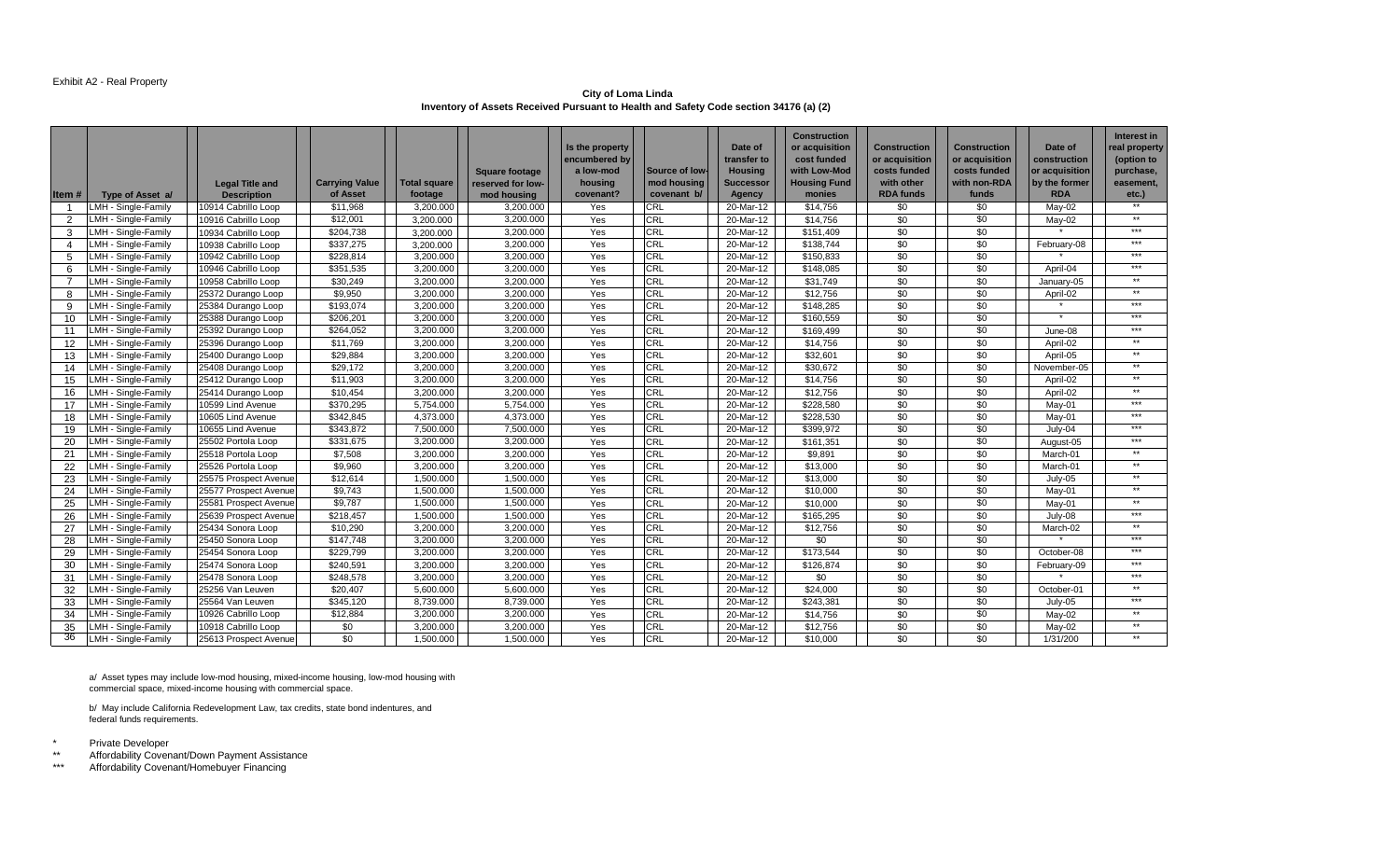Exhibit A2 - Real Property

**City of Loma Linda**
**Inventory of Assets Received Pursuant to Health and Safety Code section 34176 (a) (2)**

| Item # | Type of Asset a/ | Legal Title and Description | Carrying Value of Asset | Total square footage | Square footage reserved for low-mod housing | Is the property encumbered by a low-mod housing covenant? | Source of low-mod housing covenant b/ | Date of transfer to Housing Successor Agency | Construction or acquisition cost funded with Low-Mod Housing Fund monies | Construction or acquisition costs funded with other RDA funds | Construction or acquisition costs funded with non-RDA funds | Date of construction or acquisition by the former RDA | Interest in real property (option to purchase, easement, etc.) |
|---|---|---|---|---|---|---|---|---|---|---|---|---|---|
| 1 | LMH - Single-Family | 10914 Cabrillo Loop | $11,968 | 3,200.000 | 3,200.000 | Yes | CRL | 20-Mar-12 | $14,756 | $0 | $0 | May-02 | ** |
| 2 | LMH - Single-Family | 10916 Cabrillo Loop | $12,001 | 3,200.000 | 3,200.000 | Yes | CRL | 20-Mar-12 | $14,756 | $0 | $0 | May-02 | ** |
| 3 | LMH - Single-Family | 10934 Cabrillo Loop | $204,738 | 3,200.000 | 3,200.000 | Yes | CRL | 20-Mar-12 | $151,409 | $0 | $0 | * | *** |
| 4 | LMH - Single-Family | 10938 Cabrillo Loop | $337,275 | 3,200.000 | 3,200.000 | Yes | CRL | 20-Mar-12 | $138,744 | $0 | $0 | February-08 | *** |
| 5 | LMH - Single-Family | 10942 Cabrillo Loop | $228,814 | 3,200.000 | 3,200.000 | Yes | CRL | 20-Mar-12 | $150,833 | $0 | $0 | * | *** |
| 6 | LMH - Single-Family | 10946 Cabrillo Loop | $351,535 | 3,200.000 | 3,200.000 | Yes | CRL | 20-Mar-12 | $148,085 | $0 | $0 | April-04 | *** |
| 7 | LMH - Single-Family | 10958 Cabrillo Loop | $30,249 | 3,200.000 | 3,200.000 | Yes | CRL | 20-Mar-12 | $31,749 | $0 | $0 | January-05 | ** |
| 8 | LMH - Single-Family | 25372 Durango Loop | $9,950 | 3,200.000 | 3,200.000 | Yes | CRL | 20-Mar-12 | $12,756 | $0 | $0 | April-02 | ** |
| 9 | LMH - Single-Family | 25384 Durango Loop | $193,074 | 3,200.000 | 3,200.000 | Yes | CRL | 20-Mar-12 | $148,285 | $0 | $0 | * | *** |
| 10 | LMH - Single-Family | 25388 Durango Loop | $206,201 | 3,200.000 | 3,200.000 | Yes | CRL | 20-Mar-12 | $160,559 | $0 | $0 | * | *** |
| 11 | LMH - Single-Family | 25392 Durango Loop | $264,052 | 3,200.000 | 3,200.000 | Yes | CRL | 20-Mar-12 | $169,499 | $0 | $0 | June-08 | *** |
| 12 | LMH - Single-Family | 25396 Durango Loop | $11,769 | 3,200.000 | 3,200.000 | Yes | CRL | 20-Mar-12 | $14,756 | $0 | $0 | April-02 | ** |
| 13 | LMH - Single-Family | 25400 Durango Loop | $29,884 | 3,200.000 | 3,200.000 | Yes | CRL | 20-Mar-12 | $32,601 | $0 | $0 | April-05 | ** |
| 14 | LMH - Single-Family | 25408 Durango Loop | $29,172 | 3,200.000 | 3,200.000 | Yes | CRL | 20-Mar-12 | $30,672 | $0 | $0 | November-05 | ** |
| 15 | LMH - Single-Family | 25412 Durango Loop | $11,903 | 3,200.000 | 3,200.000 | Yes | CRL | 20-Mar-12 | $14,756 | $0 | $0 | April-02 | ** |
| 16 | LMH - Single-Family | 25414 Durango Loop | $10,454 | 3,200.000 | 3,200.000 | Yes | CRL | 20-Mar-12 | $12,756 | $0 | $0 | April-02 | ** |
| 17 | LMH - Single-Family | 10599 Lind Avenue | $370,295 | 5,754.000 | 5,754.000 | Yes | CRL | 20-Mar-12 | $228,580 | $0 | $0 | May-01 | *** |
| 18 | LMH - Single-Family | 10605 Lind Avenue | $342,845 | 4,373.000 | 4,373.000 | Yes | CRL | 20-Mar-12 | $228,530 | $0 | $0 | May-01 | *** |
| 19 | LMH - Single-Family | 10655 Lind Avenue | $343,872 | 7,500.000 | 7,500.000 | Yes | CRL | 20-Mar-12 | $399,972 | $0 | $0 | July-04 | *** |
| 20 | LMH - Single-Family | 25502 Portola Loop | $331,675 | 3,200.000 | 3,200.000 | Yes | CRL | 20-Mar-12 | $161,351 | $0 | $0 | August-05 | *** |
| 21 | LMH - Single-Family | 25518 Portola Loop | $7,508 | 3,200.000 | 3,200.000 | Yes | CRL | 20-Mar-12 | $9,891 | $0 | $0 | March-01 | ** |
| 22 | LMH - Single-Family | 25526 Portola Loop | $9,960 | 3,200.000 | 3,200.000 | Yes | CRL | 20-Mar-12 | $13,000 | $0 | $0 | March-01 | ** |
| 23 | LMH - Single-Family | 25575 Prospect Avenue | $12,614 | 1,500.000 | 1,500.000 | Yes | CRL | 20-Mar-12 | $13,000 | $0 | $0 | July-05 | ** |
| 24 | LMH - Single-Family | 25577 Prospect Avenue | $9,743 | 1,500.000 | 1,500.000 | Yes | CRL | 20-Mar-12 | $10,000 | $0 | $0 | May-01 | ** |
| 25 | LMH - Single-Family | 25581 Prospect Avenue | $9,787 | 1,500.000 | 1,500.000 | Yes | CRL | 20-Mar-12 | $10,000 | $0 | $0 | May-01 | ** |
| 26 | LMH - Single-Family | 25639 Prospect Avenue | $218,457 | 1,500.000 | 1,500.000 | Yes | CRL | 20-Mar-12 | $165,295 | $0 | $0 | July-08 | *** |
| 27 | LMH - Single-Family | 25434 Sonora Loop | $10,290 | 3,200.000 | 3,200.000 | Yes | CRL | 20-Mar-12 | $12,756 | $0 | $0 | March-02 | ** |
| 28 | LMH - Single-Family | 25450 Sonora Loop | $147,748 | 3,200.000 | 3,200.000 | Yes | CRL | 20-Mar-12 | $0 | $0 | $0 | * | *** |
| 29 | LMH - Single-Family | 25454 Sonora Loop | $229,799 | 3,200.000 | 3,200.000 | Yes | CRL | 20-Mar-12 | $173,544 | $0 | $0 | October-08 | *** |
| 30 | LMH - Single-Family | 25474 Sonora Loop | $240,591 | 3,200.000 | 3,200.000 | Yes | CRL | 20-Mar-12 | $126,874 | $0 | $0 | February-09 | *** |
| 31 | LMH - Single-Family | 25478 Sonora Loop | $248,578 | 3,200.000 | 3,200.000 | Yes | CRL | 20-Mar-12 | $0 | $0 | $0 | * | *** |
| 32 | LMH - Single-Family | 25256 Van Leuven | $20,407 | 5,600.000 | 5,600.000 | Yes | CRL | 20-Mar-12 | $24,000 | $0 | $0 | October-01 | ** |
| 33 | LMH - Single-Family | 25564 Van Leuven | $345,120 | 8,739.000 | 8,739.000 | Yes | CRL | 20-Mar-12 | $243,381 | $0 | $0 | July-05 | *** |
| 34 | LMH - Single-Family | 10926 Cabrillo Loop | $12,884 | 3,200.000 | 3,200.000 | Yes | CRL | 20-Mar-12 | $14,756 | $0 | $0 | May-02 | ** |
| 35 | LMH - Single-Family | 10918 Cabrillo Loop | $0 | 3,200.000 | 3,200.000 | Yes | CRL | 20-Mar-12 | $12,756 | $0 | $0 | May-02 | ** |
| 36 | LMH - Single-Family | 25613 Prospect Avenue | $0 | 1,500.000 | 1,500.000 | Yes | CRL | 20-Mar-12 | $10,000 | $0 | $0 | 1/31/200 | ** |

a/ Asset types may include low-mod housing, mixed-income housing, low-mod housing with commercial space, mixed-income housing with commercial space.

b/ May include California Redevelopment Law, tax credits, state bond indentures, and federal funds requirements.

\* Private Developer

\** Affordability Covenant/Down Payment Assistance

\*** Affordability Covenant/Homebuyer Financing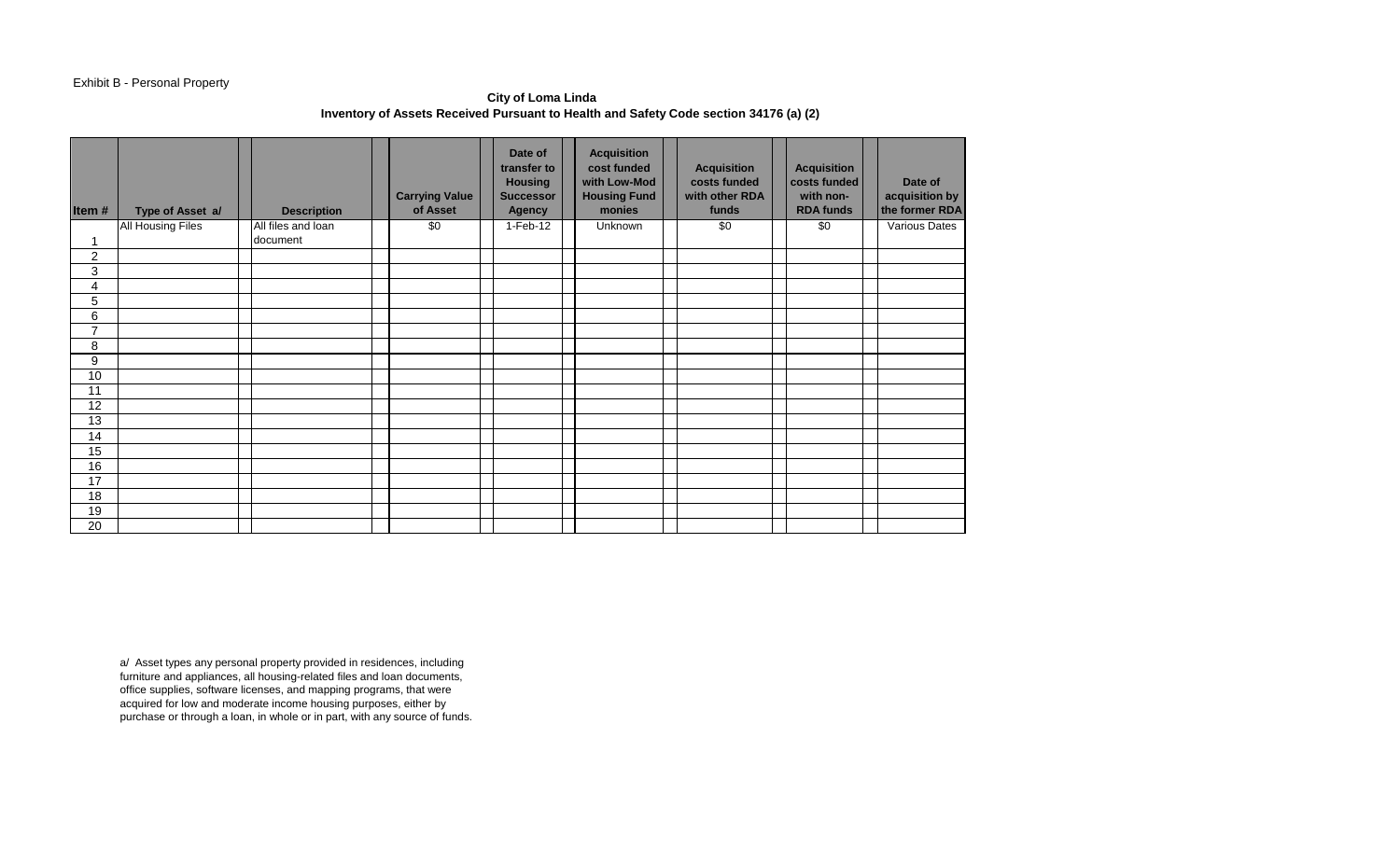Exhibit B - Personal Property

**City of Loma Linda**
**Inventory of Assets Received Pursuant to Health and Safety Code section 34176 (a) (2)**

| Item # | Type of Asset a/ | Description | Carrying Value of Asset | Date of transfer to Housing Successor Agency | Acquisition cost funded with Low-Mod Housing Fund monies | Acquisition costs funded with other RDA funds | Acquisition costs funded with non-RDA funds | Date of acquisition by the former RDA |
|---|---|---|---|---|---|---|---|---|
| 1 | All Housing Files | All files and loan document | $0 | 1-Feb-12 | Unknown | $0 | $0 | Various Dates |
| 2 | | | | | | | | |
| 3 | | | | | | | | |
| 4 | | | | | | | | |
| 5 | | | | | | | | |
| 6 | | | | | | | | |
| 7 | | | | | | | | |
| 8 | | | | | | | | |
| 9 | | | | | | | | |
| 10 | | | | | | | | |
| 11 | | | | | | | | |
| 12 | | | | | | | | |
| 13 | | | | | | | | |
| 14 | | | | | | | | |
| 15 | | | | | | | | |
| 16 | | | | | | | | |
| 17 | | | | | | | | |
| 18 | | | | | | | | |
| 19 | | | | | | | | |
| 20 | | | | | | | | |

a/ Asset types any personal property provided in residences, including furniture and appliances, all housing-related files and loan documents, office supplies, software licenses, and mapping programs, that were acquired for low and moderate income housing purposes, either by purchase or through a loan, in whole or in part, with any source of funds.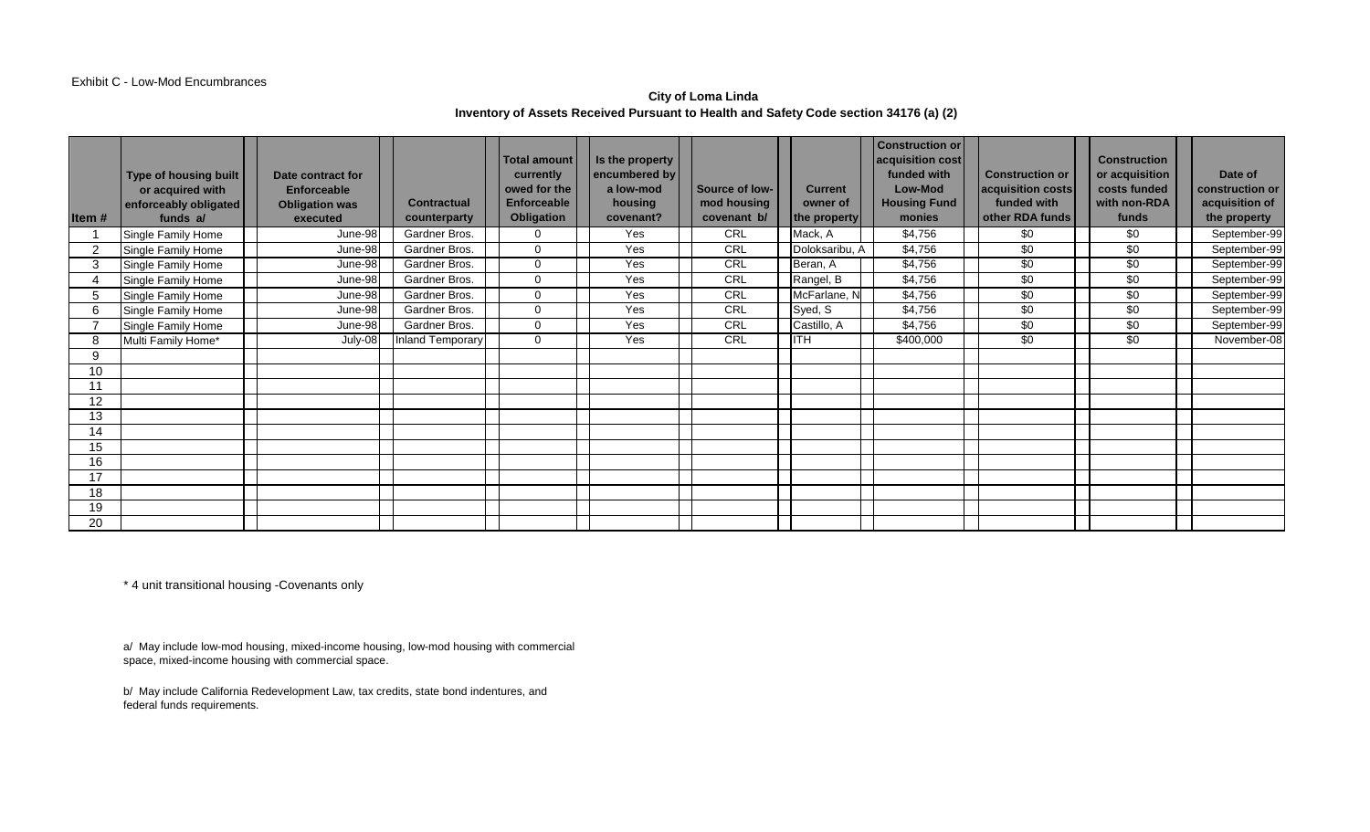Exhibit C - Low-Mod Encumbrances

**City of Loma Linda**
**Inventory of Assets Received Pursuant to Health and Safety Code section 34176 (a) (2)**

| Item # | Type of housing built or acquired with enforceably obligated funds a/ | Date contract for Enforceable Obligation was executed | Contractual counterparty | Total amount currently owed for the Enforceable Obligation | Is the property encumbered by a low-mod housing covenant? | Source of low-mod housing covenant b/ | Current owner of the property | Construction or acquisition cost funded with Low-Mod Housing Fund monies | Construction or acquisition costs funded with other RDA funds | Construction or acquisition costs funded with non-RDA funds | Date of construction or acquisition of the property |
|---|---|---|---|---|---|---|---|---|---|---|---|
| 1 | Single Family Home | June-98 | Gardner Bros. | 0 | Yes | CRL | Mack, A | $4,756 | $0 | $0 | September-99 |
| 2 | Single Family Home | June-98 | Gardner Bros. | 0 | Yes | CRL | Doloksaribu, A | $4,756 | $0 | $0 | September-99 |
| 3 | Single Family Home | June-98 | Gardner Bros. | 0 | Yes | CRL | Beran, A | $4,756 | $0 | $0 | September-99 |
| 4 | Single Family Home | June-98 | Gardner Bros. | 0 | Yes | CRL | Rangel, B | $4,756 | $0 | $0 | September-99 |
| 5 | Single Family Home | June-98 | Gardner Bros. | 0 | Yes | CRL | McFarlane, N | $4,756 | $0 | $0 | September-99 |
| 6 | Single Family Home | June-98 | Gardner Bros. | 0 | Yes | CRL | Syed, S | $4,756 | $0 | $0 | September-99 |
| 7 | Single Family Home | June-98 | Gardner Bros. | 0 | Yes | CRL | Castillo, A | $4,756 | $0 | $0 | September-99 |
| 8 | Multi Family Home* | July-08 | Inland Temporary | 0 | Yes | CRL | ITH | $400,000 | $0 | $0 | November-08 |
| 9 | | | | | | | | | | | |
| 10 | | | | | | | | | | | |
| 11 | | | | | | | | | | | |
| 12 | | | | | | | | | | | |
| 13 | | | | | | | | | | | |
| 14 | | | | | | | | | | | |
| 15 | | | | | | | | | | | |
| 16 | | | | | | | | | | | |
| 17 | | | | | | | | | | | |
| 18 | | | | | | | | | | | |
| 19 | | | | | | | | | | | |
| 20 | | | | | | | | | | | |

\* 4 unit transitional housing -Covenants only

a/ May include low-mod housing, mixed-income housing, low-mod housing with commercial space, mixed-income housing with commercial space.

b/ May include California Redevelopment Law, tax credits, state bond indentures, and federal funds requirements.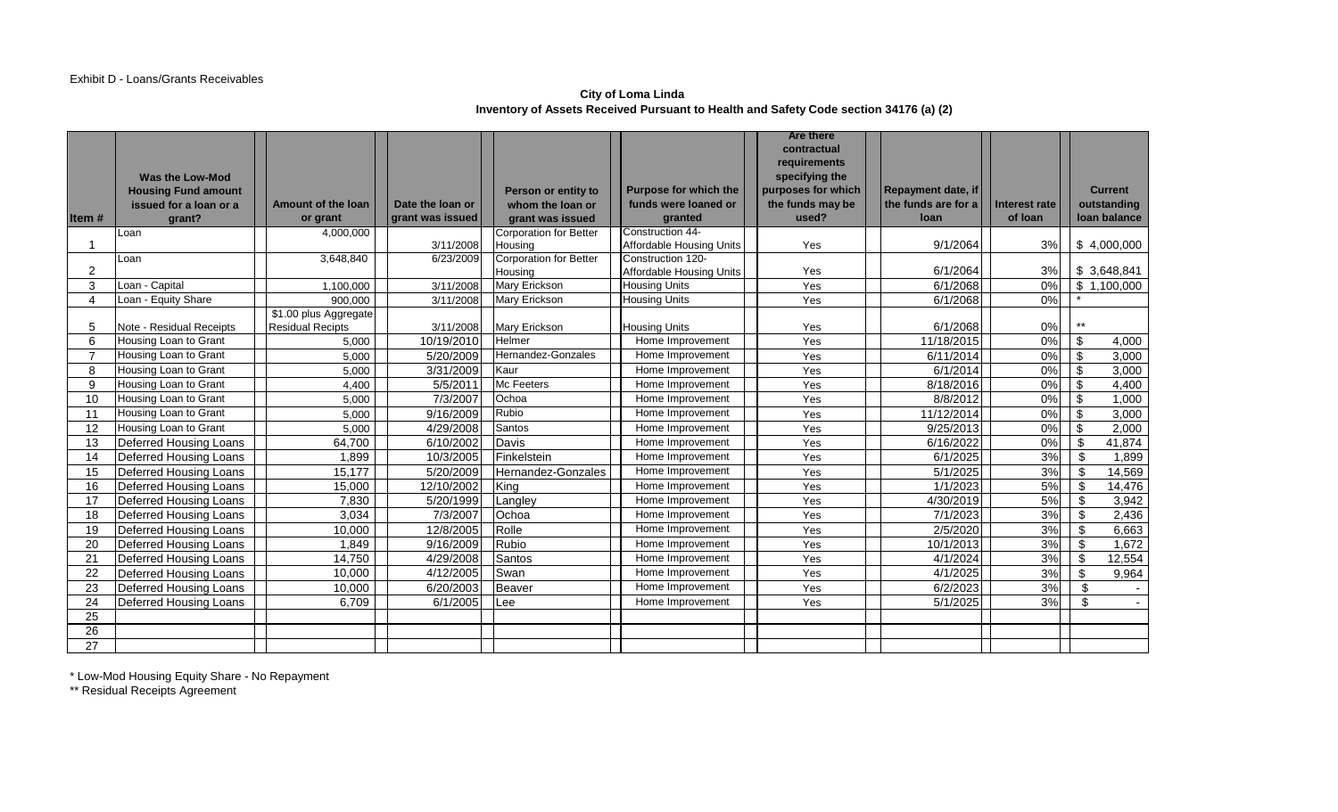Exhibit D - Loans/Grants Receivables

**City of Loma Linda**
**Inventory of Assets Received Pursuant to Health and Safety Code section 34176 (a) (2)**

| Item # | Was the Low-Mod Housing Fund amount issued for a loan or a grant? | Amount of the loan or grant | Date the loan or grant was issued | Person or entity to whom the loan or grant was issued | Purpose for which the funds were loaned or granted | Are there contractual requirements specifying the purposes for which the funds may be used? | Repayment date, if the funds are for a loan | Interest rate of loan | Current outstanding loan balance |
|---|---|---|---|---|---|---|---|---|---|
| 1 | Loan | 4,000,000 | 3/11/2008 | Corporation for Better Housing | Construction 44-Affordable Housing Units | Yes | 9/1/2064 | 3% | $ 4,000,000 |
| 2 | Loan | 3,648,840 | 6/23/2009 | Corporation for Better Housing | Construction 120-Affordable Housing Units | Yes | 6/1/2064 | 3% | $ 3,648,841 |
| 3 | Loan - Capital | 1,100,000 | 3/11/2008 | Mary Erickson | Housing Units | Yes | 6/1/2068 | 0% | $ 1,100,000 |
| 4 | Loan - Equity Share | 900,000 | 3/11/2008 | Mary Erickson | Housing Units | Yes | 6/1/2068 | 0% | * |
| 5 | Note - Residual Receipts | $1.00 plus Aggregate Residual Recipts | 3/11/2008 | Mary Erickson | Housing Units | Yes | 6/1/2068 | 0% | ** |
| 6 | Housing Loan to Grant | 5,000 | 10/19/2010 | Helmer | Home Improvement | Yes | 11/18/2015 | 0% | $ 4,000 |
| 7 | Housing Loan to Grant | 5,000 | 5/20/2009 | Hernandez-Gonzales | Home Improvement | Yes | 6/11/2014 | 0% | $ 3,000 |
| 8 | Housing Loan to Grant | 5,000 | 3/31/2009 | Kaur | Home Improvement | Yes | 6/1/2014 | 0% | $ 3,000 |
| 9 | Housing Loan to Grant | 4,400 | 5/5/2011 | Mc Feeters | Home Improvement | Yes | 8/18/2016 | 0% | $ 4,400 |
| 10 | Housing Loan to Grant | 5,000 | 7/3/2007 | Ochoa | Home Improvement | Yes | 8/8/2012 | 0% | $ 1,000 |
| 11 | Housing Loan to Grant | 5,000 | 9/16/2009 | Rubio | Home Improvement | Yes | 11/12/2014 | 0% | $ 3,000 |
| 12 | Housing Loan to Grant | 5,000 | 4/29/2008 | Santos | Home Improvement | Yes | 9/25/2013 | 0% | $ 2,000 |
| 13 | Deferred Housing Loans | 64,700 | 6/10/2002 | Davis | Home Improvement | Yes | 6/16/2022 | 0% | $ 41,874 |
| 14 | Deferred Housing Loans | 1,899 | 10/3/2005 | Finkelstein | Home Improvement | Yes | 6/1/2025 | 3% | $ 1,899 |
| 15 | Deferred Housing Loans | 15,177 | 5/20/2009 | Hernandez-Gonzales | Home Improvement | Yes | 5/1/2025 | 3% | $ 14,569 |
| 16 | Deferred Housing Loans | 15,000 | 12/10/2002 | King | Home Improvement | Yes | 1/1/2023 | 5% | $ 14,476 |
| 17 | Deferred Housing Loans | 7,830 | 5/20/1999 | Langley | Home Improvement | Yes | 4/30/2019 | 5% | $ 3,942 |
| 18 | Deferred Housing Loans | 3,034 | 7/3/2007 | Ochoa | Home Improvement | Yes | 7/1/2023 | 3% | $ 2,436 |
| 19 | Deferred Housing Loans | 10,000 | 12/8/2005 | Rolle | Home Improvement | Yes | 2/5/2020 | 3% | $ 6,663 |
| 20 | Deferred Housing Loans | 1,849 | 9/16/2009 | Rubio | Home Improvement | Yes | 10/1/2013 | 3% | $ 1,672 |
| 21 | Deferred Housing Loans | 14,750 | 4/29/2008 | Santos | Home Improvement | Yes | 4/1/2024 | 3% | $ 12,554 |
| 22 | Deferred Housing Loans | 10,000 | 4/12/2005 | Swan | Home Improvement | Yes | 4/1/2025 | 3% | $ 9,964 |
| 23 | Deferred Housing Loans | 10,000 | 6/20/2003 | Beaver | Home Improvement | Yes | 6/2/2023 | 3% | $ - |
| 24 | Deferred Housing Loans | 6,709 | 6/1/2005 | Lee | Home Improvement | Yes | 5/1/2025 | 3% | $ - |
| 25 | | | | | | | | | |
| 26 | | | | | | | | | |
| 27 | | | | | | | | | |

\* Low-Mod Housing Equity Share - No Repayment
\*\* Residual Receipts Agreement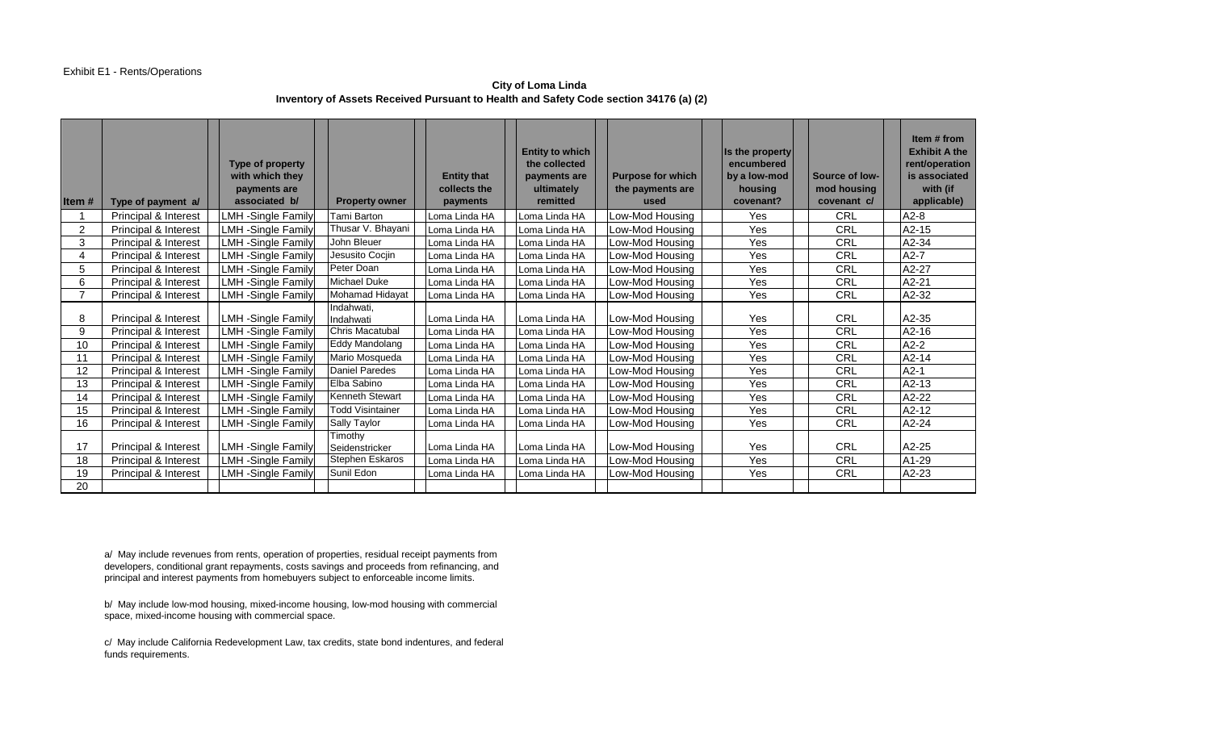Exhibit E1 - Rents/Operations

**City of Loma Linda**
**Inventory of Assets Received Pursuant to Health and Safety Code section 34176 (a) (2)**

| Item # | Type of payment a/ | Type of property with which they payments are associated b/ | Property owner | Entity that collects the payments | Entity to which the collected payments are ultimately remitted | Purpose for which the payments are used | Is the property encumbered by a low-mod housing covenant? | Source of low-mod housing covenant c/ | Item # from Exhibit A the rent/operation is associated with (if applicable) |
|---|---|---|---|---|---|---|---|---|---|
| 1 | Principal & Interest | LMH -Single Family | Tami Barton | Loma Linda HA | Loma Linda HA | Low-Mod Housing | Yes | CRL | A2-8 |
| 2 | Principal & Interest | LMH -Single Family | Thusar V. Bhayani | Loma Linda HA | Loma Linda HA | Low-Mod Housing | Yes | CRL | A2-15 |
| 3 | Principal & Interest | LMH -Single Family | John Bleuer | Loma Linda HA | Loma Linda HA | Low-Mod Housing | Yes | CRL | A2-34 |
| 4 | Principal & Interest | LMH -Single Family | Jesusito Cocjin | Loma Linda HA | Loma Linda HA | Low-Mod Housing | Yes | CRL | A2-7 |
| 5 | Principal & Interest | LMH -Single Family | Peter Doan | Loma Linda HA | Loma Linda HA | Low-Mod Housing | Yes | CRL | A2-27 |
| 6 | Principal & Interest | LMH -Single Family | Michael Duke | Loma Linda HA | Loma Linda HA | Low-Mod Housing | Yes | CRL | A2-21 |
| 7 | Principal & Interest | LMH -Single Family | Mohamad Hidayat | Loma Linda HA | Loma Linda HA | Low-Mod Housing | Yes | CRL | A2-32 |
| 8 | Principal & Interest | LMH -Single Family | Indahwati, Indahwati | Loma Linda HA | Loma Linda HA | Low-Mod Housing | Yes | CRL | A2-35 |
| 9 | Principal & Interest | LMH -Single Family | Chris Macatubal | Loma Linda HA | Loma Linda HA | Low-Mod Housing | Yes | CRL | A2-16 |
| 10 | Principal & Interest | LMH -Single Family | Eddy Mandolang | Loma Linda HA | Loma Linda HA | Low-Mod Housing | Yes | CRL | A2-2 |
| 11 | Principal & Interest | LMH -Single Family | Mario Mosqueda | Loma Linda HA | Loma Linda HA | Low-Mod Housing | Yes | CRL | A2-14 |
| 12 | Principal & Interest | LMH -Single Family | Daniel Paredes | Loma Linda HA | Loma Linda HA | Low-Mod Housing | Yes | CRL | A2-1 |
| 13 | Principal & Interest | LMH -Single Family | Elba Sabino | Loma Linda HA | Loma Linda HA | Low-Mod Housing | Yes | CRL | A2-13 |
| 14 | Principal & Interest | LMH -Single Family | Kenneth Stewart | Loma Linda HA | Loma Linda HA | Low-Mod Housing | Yes | CRL | A2-22 |
| 15 | Principal & Interest | LMH -Single Family | Todd Visintainer | Loma Linda HA | Loma Linda HA | Low-Mod Housing | Yes | CRL | A2-12 |
| 16 | Principal & Interest | LMH -Single Family | Sally Taylor | Loma Linda HA | Loma Linda HA | Low-Mod Housing | Yes | CRL | A2-24 |
| 17 | Principal & Interest | LMH -Single Family | Timothy Seidenstricker | Loma Linda HA | Loma Linda HA | Low-Mod Housing | Yes | CRL | A2-25 |
| 18 | Principal & Interest | LMH -Single Family | Stephen Eskaros | Loma Linda HA | Loma Linda HA | Low-Mod Housing | Yes | CRL | A1-29 |
| 19 | Principal & Interest | LMH -Single Family | Sunil Edon | Loma Linda HA | Loma Linda HA | Low-Mod Housing | Yes | CRL | A2-23 |
| 20 | | | | | | | | | |

a/ May include revenues from rents, operation of properties, residual receipt payments from developers, conditional grant repayments, costs savings and proceeds from refinancing, and principal and interest payments from homebuyers subject to enforceable income limits.

b/ May include low-mod housing, mixed-income housing, low-mod housing with commercial space, mixed-income housing with commercial space.

c/ May include California Redevelopment Law, tax credits, state bond indentures, and federal funds requirements.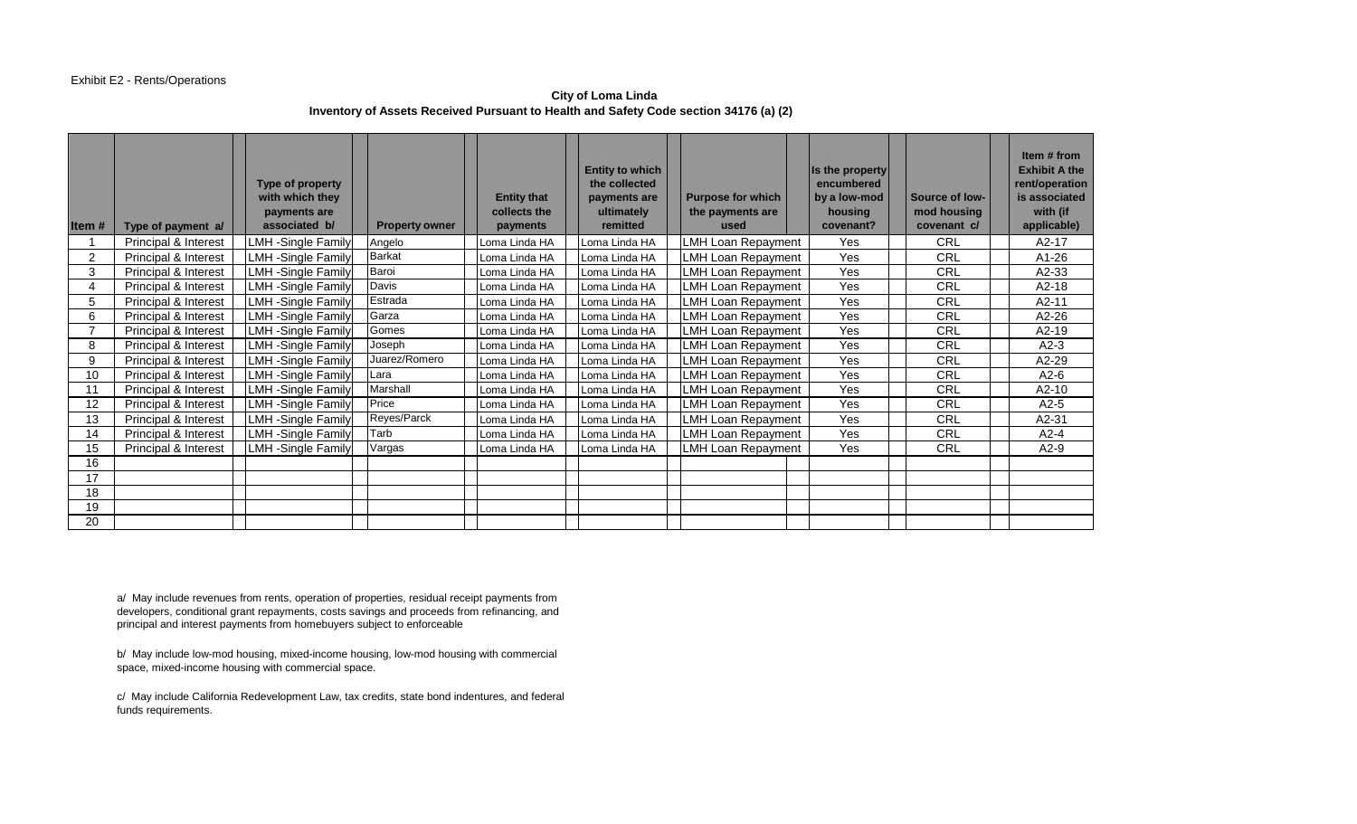Exhibit E2 - Rents/Operations

**City of Loma Linda**
**Inventory of Assets Received Pursuant to Health and Safety Code section 34176 (a) (2)**

| Item # | Type of payment a/ | Type of property with which they payments are associated b/ | Property owner | Entity that collects the payments | Entity to which the collected payments are ultimately remitted | Purpose for which the payments are used | Is the property encumbered by a low-mod housing covenant? | Source of low-mod housing covenant c/ | Item # from Exhibit A the rent/operation is associated with (if applicable) |
|---|---|---|---|---|---|---|---|---|---|
| 1 | Principal & Interest | LMH -Single Family | Angelo | Loma Linda HA | Loma Linda HA | LMH Loan Repayment | Yes | CRL | A2-17 |
| 2 | Principal & Interest | LMH -Single Family | Barkat | Loma Linda HA | Loma Linda HA | LMH Loan Repayment | Yes | CRL | A1-26 |
| 3 | Principal & Interest | LMH -Single Family | Baroi | Loma Linda HA | Loma Linda HA | LMH Loan Repayment | Yes | CRL | A2-33 |
| 4 | Principal & Interest | LMH -Single Family | Davis | Loma Linda HA | Loma Linda HA | LMH Loan Repayment | Yes | CRL | A2-18 |
| 5 | Principal & Interest | LMH -Single Family | Estrada | Loma Linda HA | Loma Linda HA | LMH Loan Repayment | Yes | CRL | A2-11 |
| 6 | Principal & Interest | LMH -Single Family | Garza | Loma Linda HA | Loma Linda HA | LMH Loan Repayment | Yes | CRL | A2-26 |
| 7 | Principal & Interest | LMH -Single Family | Gomes | Loma Linda HA | Loma Linda HA | LMH Loan Repayment | Yes | CRL | A2-19 |
| 8 | Principal & Interest | LMH -Single Family | Joseph | Loma Linda HA | Loma Linda HA | LMH Loan Repayment | Yes | CRL | A2-3 |
| 9 | Principal & Interest | LMH -Single Family | Juarez/Romero | Loma Linda HA | Loma Linda HA | LMH Loan Repayment | Yes | CRL | A2-29 |
| 10 | Principal & Interest | LMH -Single Family | Lara | Loma Linda HA | Loma Linda HA | LMH Loan Repayment | Yes | CRL | A2-6 |
| 11 | Principal & Interest | LMH -Single Family | Marshall | Loma Linda HA | Loma Linda HA | LMH Loan Repayment | Yes | CRL | A2-10 |
| 12 | Principal & Interest | LMH -Single Family | Price | Loma Linda HA | Loma Linda HA | LMH Loan Repayment | Yes | CRL | A2-5 |
| 13 | Principal & Interest | LMH -Single Family | Reyes/Parck | Loma Linda HA | Loma Linda HA | LMH Loan Repayment | Yes | CRL | A2-31 |
| 14 | Principal & Interest | LMH -Single Family | Tarb | Loma Linda HA | Loma Linda HA | LMH Loan Repayment | Yes | CRL | A2-4 |
| 15 | Principal & Interest | LMH -Single Family | Vargas | Loma Linda HA | Loma Linda HA | LMH Loan Repayment | Yes | CRL | A2-9 |
| 16 | | | | | | | | | |
| 17 | | | | | | | | | |
| 18 | | | | | | | | | |
| 19 | | | | | | | | | |
| 20 | | | | | | | | | |

a/ May include revenues from rents, operation of properties, residual receipt payments from developers, conditional grant repayments, costs savings and proceeds from refinancing, and principal and interest payments from homebuyers subject to enforceable

b/ May include low-mod housing, mixed-income housing, low-mod housing with commercial space, mixed-income housing with commercial space.

c/ May include California Redevelopment Law, tax credits, state bond indentures, and federal funds requirements.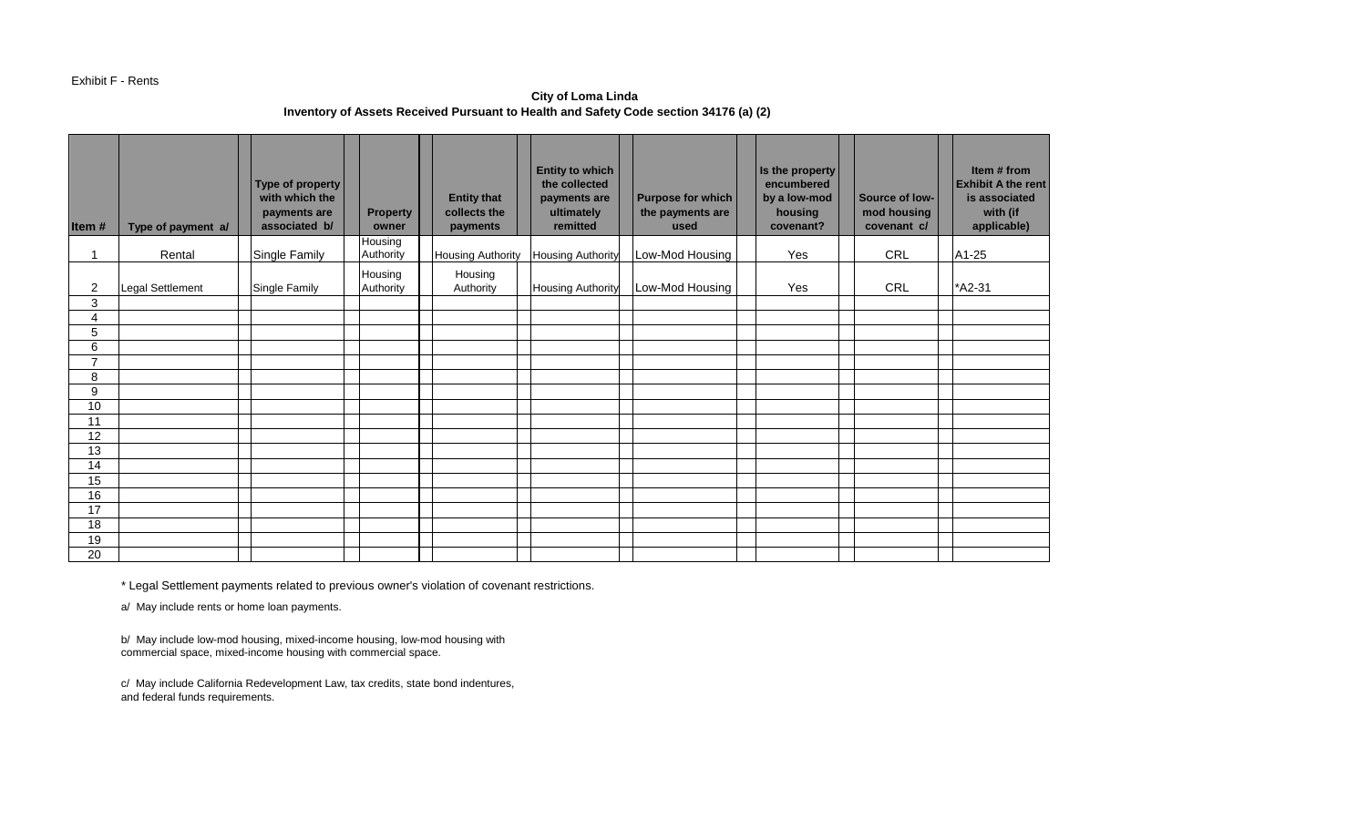Exhibit F - Rents

**City of Loma Linda**
**Inventory of Assets Received Pursuant to Health and Safety Code section 34176 (a) (2)**

| Item # | Type of payment a/ | Type of property with which the payments are associated b/ | Property owner | Entity that collects the payments | Entity to which the collected payments are ultimately remitted | Purpose for which the payments are used | Is the property encumbered by a low-mod housing covenant? | Source of low-mod housing covenant c/ | Item # from Exhibit A the rent is associated with (if applicable) |
|---|---|---|---|---|---|---|---|---|---|
| 1 | Rental | Single Family | Housing Authority | Housing Authority | Housing Authority | Low-Mod Housing | Yes | CRL | A1-25 |
| 2 | Legal Settlement | Single Family | Housing Authority | Housing Authority | Housing Authority | Low-Mod Housing | Yes | CRL | *A2-31 |
| 3 | | | | | | | | | |
| 4 | | | | | | | | | |
| 5 | | | | | | | | | |
| 6 | | | | | | | | | |
| 7 | | | | | | | | | |
| 8 | | | | | | | | | |
| 9 | | | | | | | | | |
| 10 | | | | | | | | | |
| 11 | | | | | | | | | |
| 12 | | | | | | | | | |
| 13 | | | | | | | | | |
| 14 | | | | | | | | | |
| 15 | | | | | | | | | |
| 16 | | | | | | | | | |
| 17 | | | | | | | | | |
| 18 | | | | | | | | | |
| 19 | | | | | | | | | |
| 20 | | | | | | | | | |

* Legal Settlement payments related to previous owner's violation of covenant restrictions.

a/ May include rents or home loan payments.

b/ May include low-mod housing, mixed-income housing, low-mod housing with commercial space, mixed-income housing with commercial space.

c/ May include California Redevelopment Law, tax credits, state bond indentures, and federal funds requirements.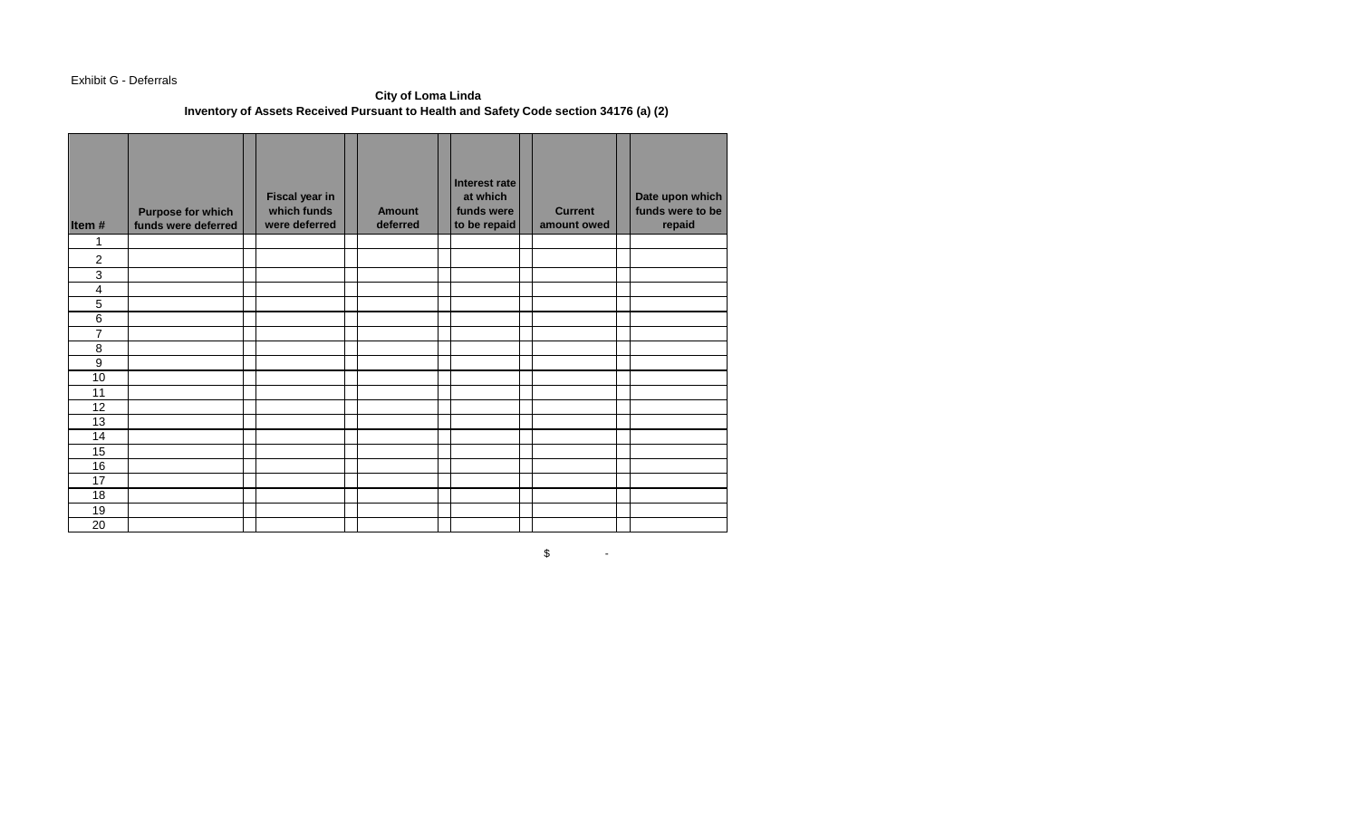Exhibit G - Deferrals

**City of Loma Linda**
**Inventory of Assets Received Pursuant to Health and Safety Code section 34176 (a) (2)**

| Item # | Purpose for which funds were deferred | Fiscal year in which funds were deferred | Amount deferred | Interest rate at which funds were to be repaid | Current amount owed | Date upon which funds were to be repaid |
|---|---|---|---|---|---|---|
| 1 | | | | | | |
| 2 | | | | | | |
| 3 | | | | | | |
| 4 | | | | | | |
| 5 | | | | | | |
| 6 | | | | | | |
| 7 | | | | | | |
| 8 | | | | | | |
| 9 | | | | | | |
| 10 | | | | | | |
| 11 | | | | | | |
| 12 | | | | | | |
| 13 | | | | | | |
| 14 | | | | | | |
| 15 | | | | | | |
| 16 | | | | | | |
| 17 | | | | | | |
| 18 | | | | | | |
| 19 | | | | | | |
| 20 | | | | | | |
| | | | | | $ - | |